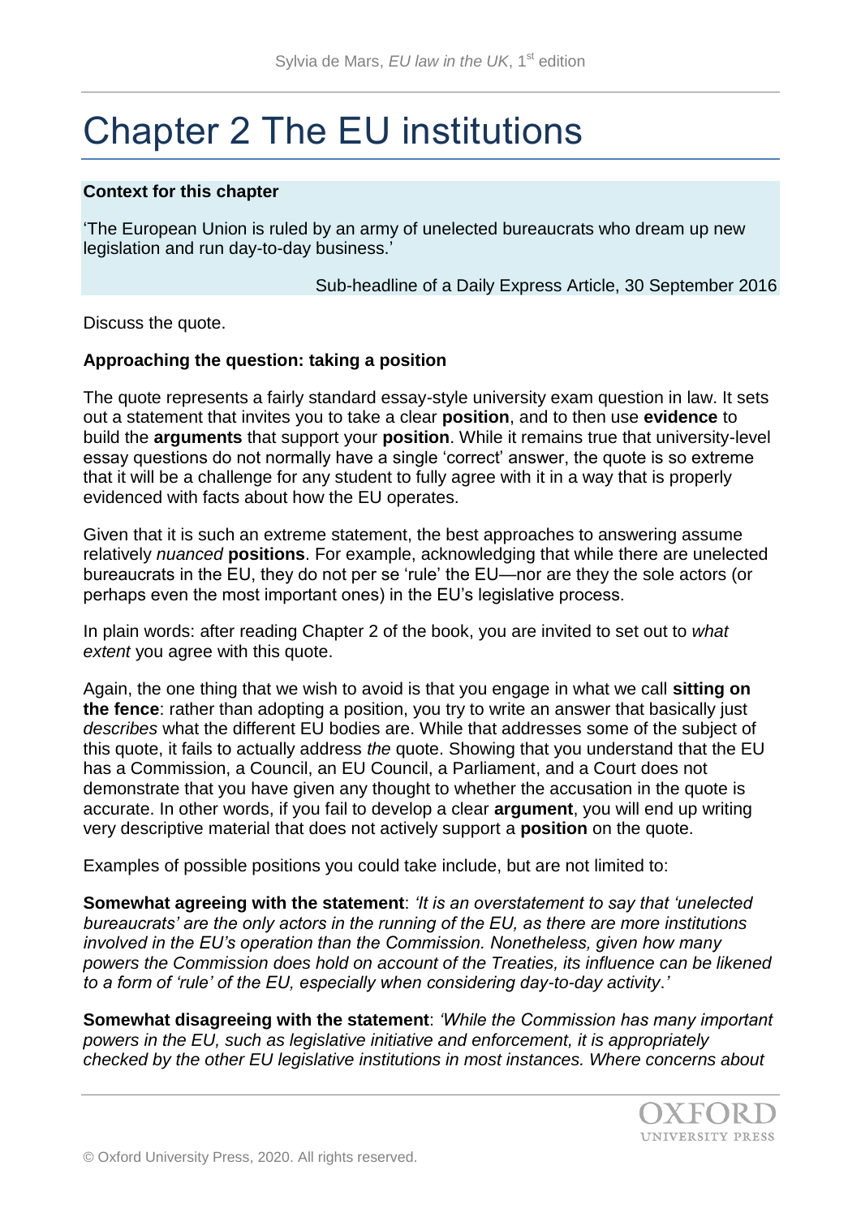# Chapter 2 The EU institutions

**Context for this chapter**

'The European Union is ruled by an army of unelected bureaucrats who dream up new legislation and run day-to-day business.'

Sub-headline of a Daily Express Article, 30 September 2016

Discuss the quote.

**Approaching the question: taking a position**

The quote represents a fairly standard essay-style university exam question in law. It sets out a statement that invites you to take a clear **position**, and to then use **evidence** to build the **arguments** that support your **position**. While it remains true that university-level essay questions do not normally have a single 'correct' answer, the quote is so extreme that it will be a challenge for any student to fully agree with it in a way that is properly evidenced with facts about how the EU operates.

Given that it is such an extreme statement, the best approaches to answering assume relatively *nuanced* **positions**. For example, acknowledging that while there are unelected bureaucrats in the EU, they do not per se 'rule' the EU—nor are they the sole actors (or perhaps even the most important ones) in the EU's legislative process.

In plain words: after reading Chapter 2 of the book, you are invited to set out to *what extent* you agree with this quote.

Again, the one thing that we wish to avoid is that you engage in what we call **sitting on the fence**: rather than adopting a position, you try to write an answer that basically just *describes* what the different EU bodies are. While that addresses some of the subject of this quote, it fails to actually address *the* quote. Showing that you understand that the EU has a Commission, a Council, an EU Council, a Parliament, and a Court does not demonstrate that you have given any thought to whether the accusation in the quote is accurate. In other words, if you fail to develop a clear **argument**, you will end up writing very descriptive material that does not actively support a **position** on the quote.

Examples of possible positions you could take include, but are not limited to:

**Somewhat agreeing with the statement**: *'It is an overstatement to say that 'unelected bureaucrats' are the only actors in the running of the EU, as there are more institutions involved in the EU's operation than the Commission. Nonetheless, given how many powers the Commission does hold on account of the Treaties, its influence can be likened to a form of 'rule' of the EU, especially when considering day-to-day activity*.'

**Somewhat disagreeing with the statement**: *'While the Commission has many important powers in the EU, such as legislative initiative and enforcement, it is appropriately checked by the other EU legislative institutions in most instances. Where concerns about*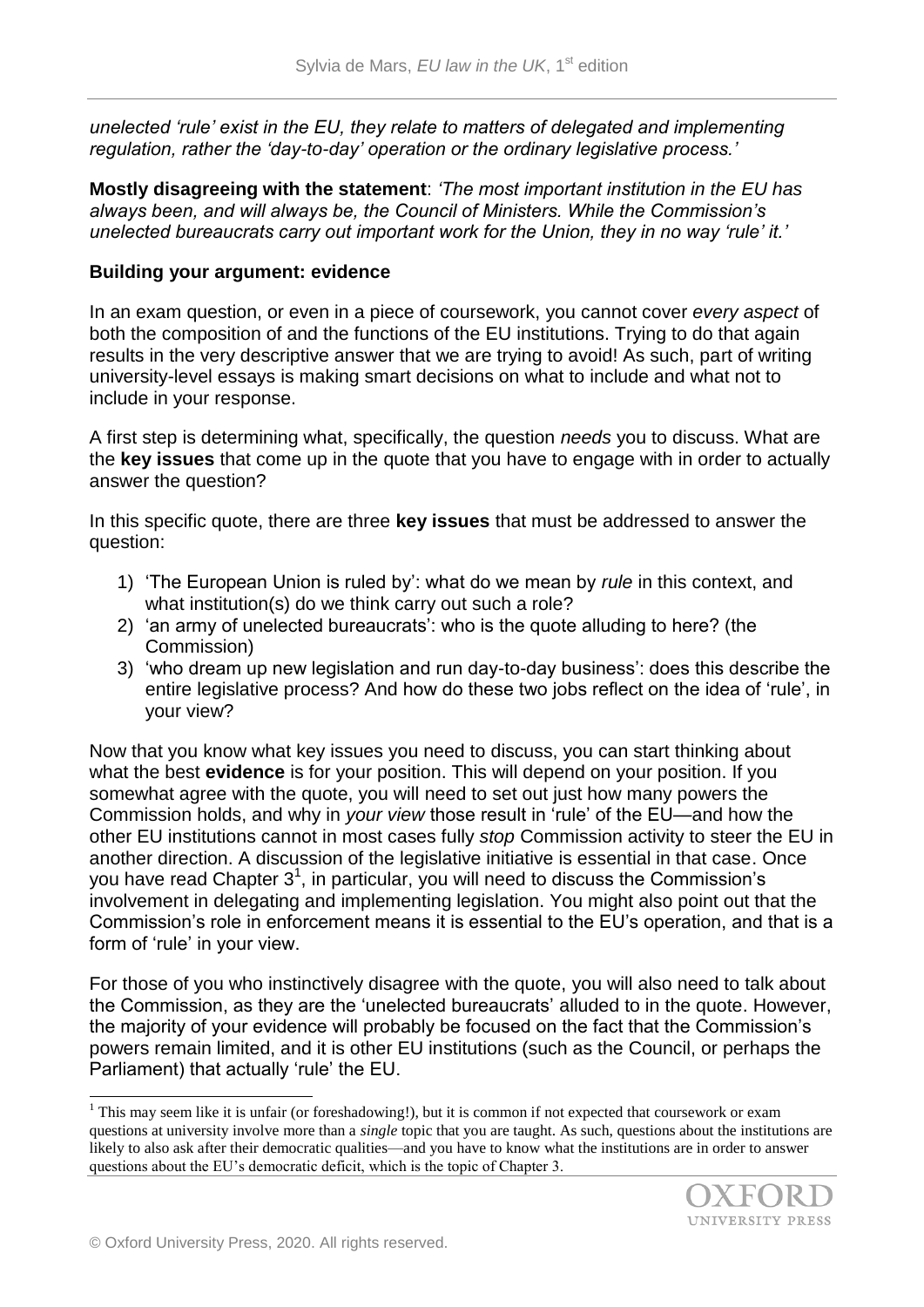*unelected 'rule' exist in the EU, they relate to matters of delegated and implementing regulation, rather the 'day-to-day' operation or the ordinary legislative process.'*

**Mostly disagreeing with the statement**: *'The most important institution in the EU has always been, and will always be, the Council of Ministers. While the Commission's unelected bureaucrats carry out important work for the Union, they in no way 'rule' it.'*

### Building your argument: evidence

In an exam question, or even in a piece of coursework, you cannot cover *every aspect* of both the composition of and the functions of the EU institutions. Trying to do that again results in the very descriptive answer that we are trying to avoid! As such, part of writing university-level essays is making smart decisions on what to include and what not to include in your response.

A first step is determining what, specifically, the question *needs* you to discuss. What are the **key issues** that come up in the quote that you have to engage with in order to actually answer the question?

In this specific quote, there are three **key issues** that must be addressed to answer the question:

1) 'The European Union is ruled by': what do we mean by *rule* in this context, and what institution(s) do we think carry out such a role?
2) 'an army of unelected bureaucrats': who is the quote alluding to here? (the Commission)
3) 'who dream up new legislation and run day-to-day business': does this describe the entire legislative process? And how do these two jobs reflect on the idea of 'rule', in your view?

Now that you know what key issues you need to discuss, you can start thinking about what the best **evidence** is for your position. This will depend on your position. If you somewhat agree with the quote, you will need to set out just how many powers the Commission holds, and why in *your view* those result in 'rule' of the EU—and how the other EU institutions cannot in most cases fully *stop* Commission activity to steer the EU in another direction. A discussion of the legislative initiative is essential in that case. Once you have read Chapter 3[1], in particular, you will need to discuss the Commission's involvement in delegating and implementing legislation. You might also point out that the Commission's role in enforcement means it is essential to the EU's operation, and that is a form of 'rule' in your view.

For those of you who instinctively disagree with the quote, you will also need to talk about the Commission, as they are the 'unelected bureaucrats' alluded to in the quote. However, the majority of your evidence will probably be focused on the fact that the Commission's powers remain limited, and it is other EU institutions (such as the Council, or perhaps the Parliament) that actually 'rule' the EU.

---

[1] This may seem like it is unfair (or foreshadowing!), but it is common if not expected that coursework or exam questions at university involve more than a *single* topic that you are taught. As such, questions about the institutions are likely to also ask after their democratic qualities—and you have to know what the institutions are in order to answer questions about the EU's democratic deficit, which is the topic of Chapter 3.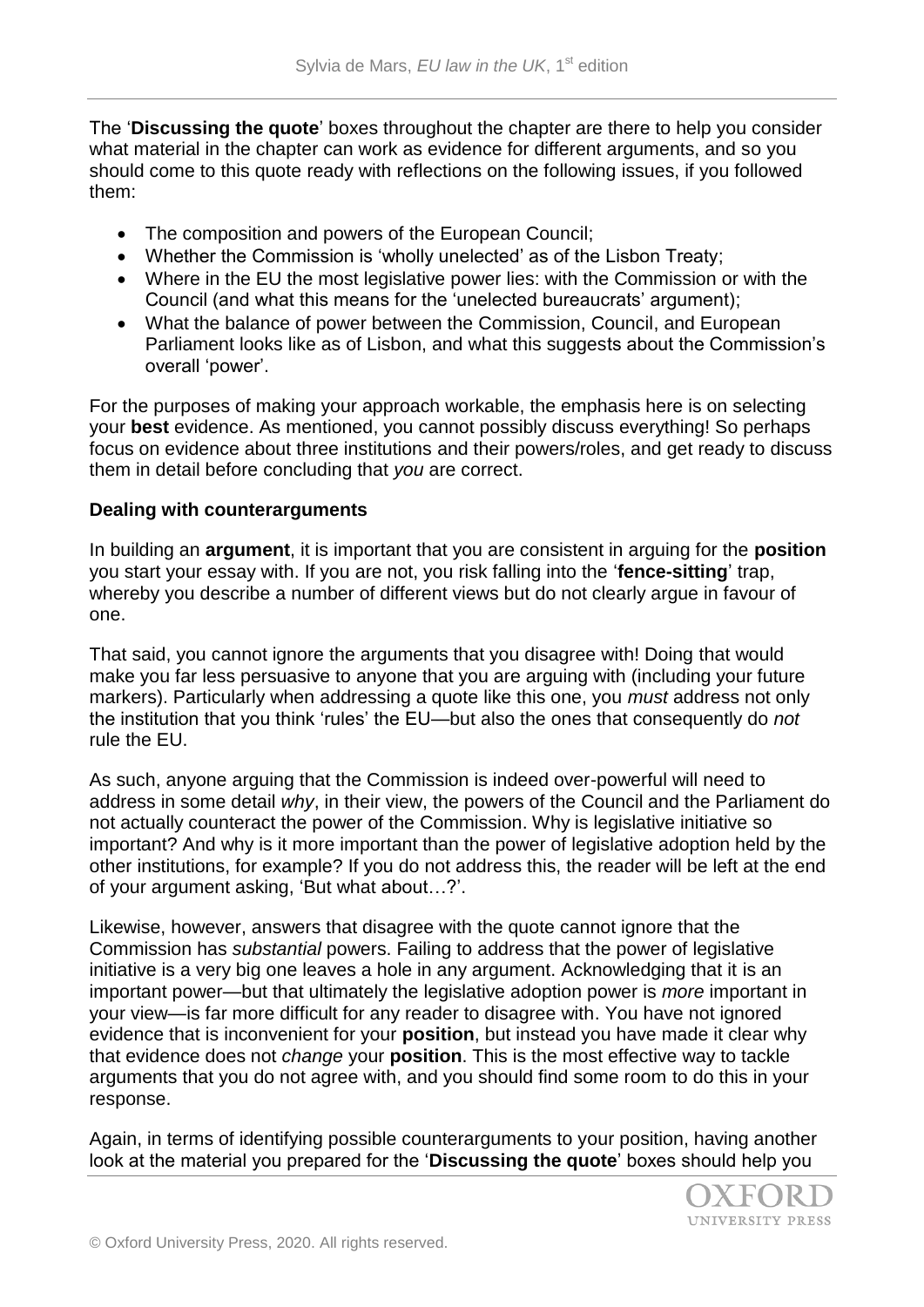The '**Discussing the quote**' boxes throughout the chapter are there to help you consider what material in the chapter can work as evidence for different arguments, and so you should come to this quote ready with reflections on the following issues, if you followed them:

- The composition and powers of the European Council;
- Whether the Commission is 'wholly unelected' as of the Lisbon Treaty;
- Where in the EU the most legislative power lies: with the Commission or with the Council (and what this means for the 'unelected bureaucrats' argument);
- What the balance of power between the Commission, Council, and European Parliament looks like as of Lisbon, and what this suggests about the Commission's overall 'power'.

For the purposes of making your approach workable, the emphasis here is on selecting your **best** evidence. As mentioned, you cannot possibly discuss everything! So perhaps focus on evidence about three institutions and their powers/roles, and get ready to discuss them in detail before concluding that *you* are correct.

**Dealing with counterarguments**

In building an **argument**, it is important that you are consistent in arguing for the **position** you start your essay with. If you are not, you risk falling into the '**fence-sitting**' trap, whereby you describe a number of different views but do not clearly argue in favour of one.

That said, you cannot ignore the arguments that you disagree with! Doing that would make you far less persuasive to anyone that you are arguing with (including your future markers). Particularly when addressing a quote like this one, you *must* address not only the institution that you think 'rules' the EU—but also the ones that consequently do *not* rule the EU.

As such, anyone arguing that the Commission is indeed over-powerful will need to address in some detail *why*, in their view, the powers of the Council and the Parliament do not actually counteract the power of the Commission. Why is legislative initiative so important? And why is it more important than the power of legislative adoption held by the other institutions, for example? If you do not address this, the reader will be left at the end of your argument asking, 'But what about…?'.

Likewise, however, answers that disagree with the quote cannot ignore that the Commission has *substantial* powers. Failing to address that the power of legislative initiative is a very big one leaves a hole in any argument. Acknowledging that it is an important power—but that ultimately the legislative adoption power is *more* important in your view—is far more difficult for any reader to disagree with. You have not ignored evidence that is inconvenient for your **position**, but instead you have made it clear why that evidence does not *change* your **position**. This is the most effective way to tackle arguments that you do not agree with, and you should find some room to do this in your response.

Again, in terms of identifying possible counterarguments to your position, having another look at the material you prepared for the '**Discussing the quote**' boxes should help you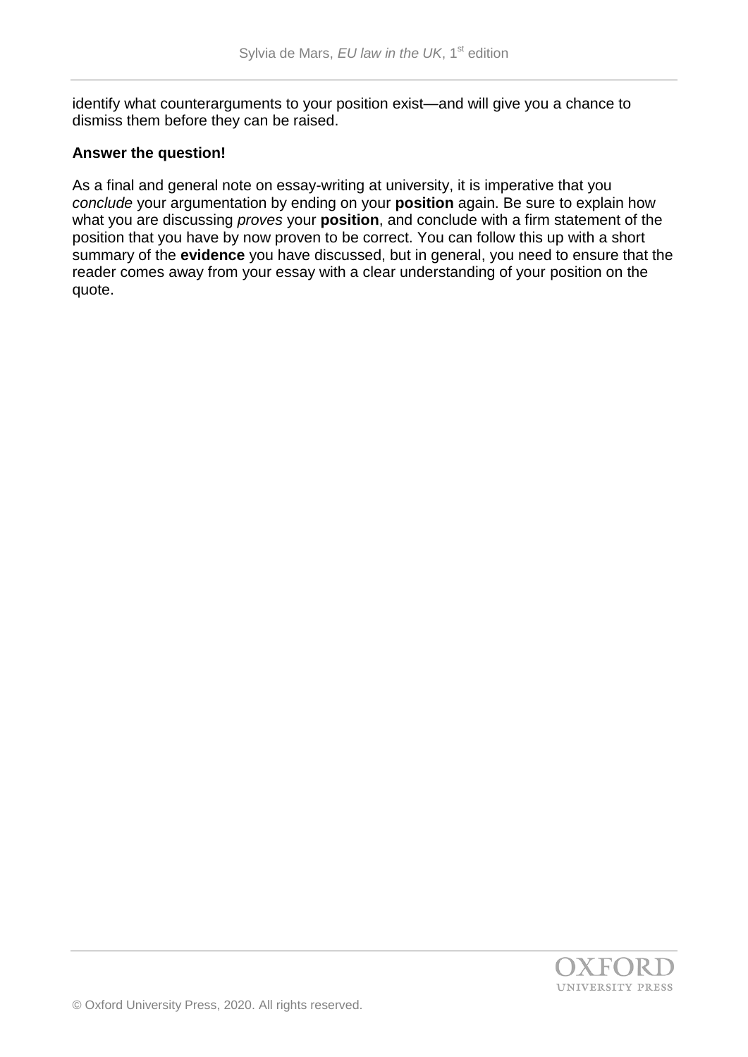identify what counterarguments to your position exist—and will give you a chance to dismiss them before they can be raised.

**Answer the question!**

As a final and general note on essay-writing at university, it is imperative that you *conclude* your argumentation by ending on your **position** again. Be sure to explain how what you are discussing *proves* your **position**, and conclude with a firm statement of the position that you have by now proven to be correct. You can follow this up with a short summary of the **evidence** you have discussed, but in general, you need to ensure that the reader comes away from your essay with a clear understanding of your position on the quote.